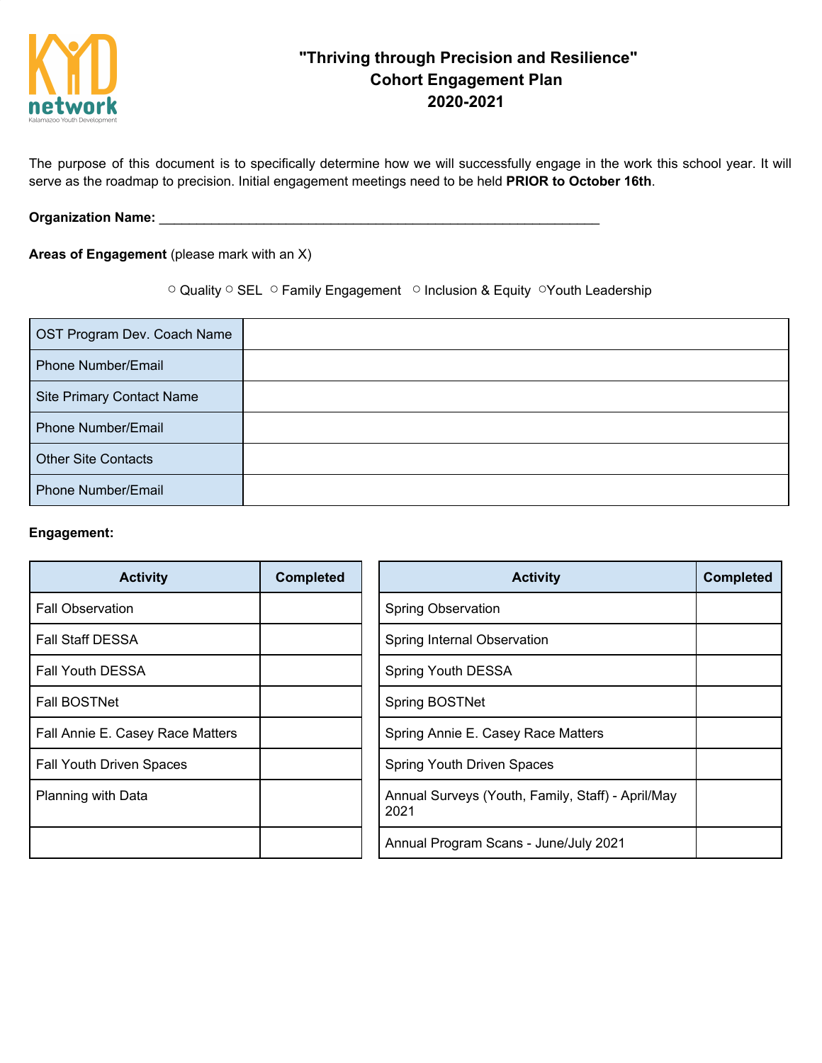# "Thriving through Precision and Resilience"
## Cohort Engagement Plan
## 2020-2021

The purpose of this document is to specifically determine how we will successfully engage in the work this school year. It will serve as the roadmap to precision. Initial engagement meetings need to be held **PRIOR to October 16th**.

**Organization Name:** ____________________________________________________________

**Areas of Engagement** (please mark with an X)

○ Quality ○ SEL ○ Family Engagement ○ Inclusion & Equity ○Youth Leadership

| | |
|---|---|
| OST Program Dev. Coach Name | |
| Phone Number/Email | |
| Site Primary Contact Name | |
| Phone Number/Email | |
| Other Site Contacts | |
| Phone Number/Email | |

**Engagement:**

| Activity | Completed |
|---|---|
| Fall Observation | |
| Fall Staff DESSA | |
| Fall Youth DESSA | |
| Fall BOSTNet | |
| Fall Annie E. Casey Race Matters | |
| Fall Youth Driven Spaces | |
| Planning with Data | |
| | |

| Activity | Completed |
|---|---|
| Spring Observation | |
| Spring Internal Observation | |
| Spring Youth DESSA | |
| Spring BOSTNet | |
| Spring Annie E. Casey Race Matters | |
| Spring Youth Driven Spaces | |
| Annual Surveys (Youth, Family, Staff) - April/May 2021 | |
| Annual Program Scans - June/July 2021 | |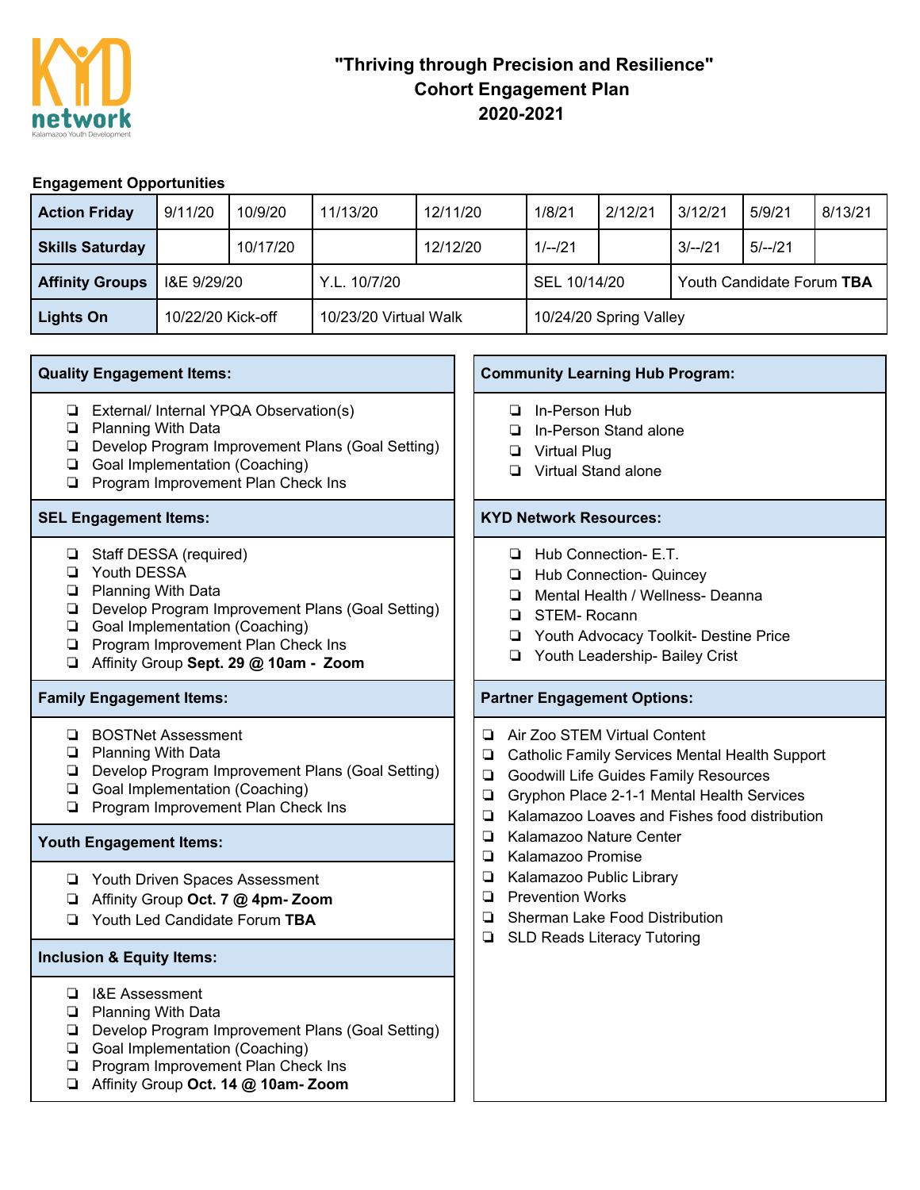# "Thriving through Precision and Resilience"
# Cohort Engagement Plan
# 2020-2021

**Engagement Opportunities**

| **Action Friday** | 9/11/20 | 10/9/20 | 11/13/20 | 12/11/20 | 1/8/21 | 2/12/21 | 3/12/21 | 5/9/21 | 8/13/21 |
|---|---|---|---|---|---|---|---|---|---|
| **Skills Saturday** | | 10/17/20 | | 12/12/20 | 1/--/21 | | 3/--/21 | 5/--/21 | |
| **Affinity Groups** | I&E 9/29/20 | | Y.L. 10/7/20 | | SEL 10/14/20 | | Youth Candidate Forum **TBA** | | |
| **Lights On** | 10/22/20 Kick-off | | 10/23/20 Virtual Walk | | 10/24/20 Spring Valley | | | | |

**Quality Engagement Items:**

- ❏ External/ Internal YPQA Observation(s)
- ❏ Planning With Data
- ❏ Develop Program Improvement Plans (Goal Setting)
- ❏ Goal Implementation (Coaching)
- ❏ Program Improvement Plan Check Ins

**SEL Engagement Items:**

- ❏ Staff DESSA (required)
- ❏ Youth DESSA
- ❏ Planning With Data
- ❏ Develop Program Improvement Plans (Goal Setting)
- ❏ Goal Implementation (Coaching)
- ❏ Program Improvement Plan Check Ins
- ❏ Affinity Group **Sept. 29 @ 10am - Zoom**

**Family Engagement Items:**

- ❏ BOSTNet Assessment
- ❏ Planning With Data
- ❏ Develop Program Improvement Plans (Goal Setting)
- ❏ Goal Implementation (Coaching)
- ❏ Program Improvement Plan Check Ins

**Youth Engagement Items:**

- ❏ Youth Driven Spaces Assessment
- ❏ Affinity Group **Oct. 7 @ 4pm- Zoom**
- ❏ Youth Led Candidate Forum **TBA**

**Inclusion & Equity Items:**

- ❏ I&E Assessment
- ❏ Planning With Data
- ❏ Develop Program Improvement Plans (Goal Setting)
- ❏ Goal Implementation (Coaching)
- ❏ Program Improvement Plan Check Ins
- ❏ Affinity Group **Oct. 14 @ 10am- Zoom**

**Community Learning Hub Program:**

- ❏ In-Person Hub
- ❏ In-Person Stand alone
- ❏ Virtual Plug
- ❏ Virtual Stand alone

**KYD Network Resources:**

- ❏ Hub Connection- E.T.
- ❏ Hub Connection- Quincey
- ❏ Mental Health / Wellness- Deanna
- ❏ STEM- Rocann
- ❏ Youth Advocacy Toolkit- Destine Price
- ❏ Youth Leadership- Bailey Crist

**Partner Engagement Options:**

- ❏ Air Zoo STEM Virtual Content
- ❏ Catholic Family Services Mental Health Support
- ❏ Goodwill Life Guides Family Resources
- ❏ Gryphon Place 2-1-1 Mental Health Services
- ❏ Kalamazoo Loaves and Fishes food distribution
- ❏ Kalamazoo Nature Center
- ❏ Kalamazoo Promise
- ❏ Kalamazoo Public Library
- ❏ Prevention Works
- ❏ Sherman Lake Food Distribution
- ❏ SLD Reads Literacy Tutoring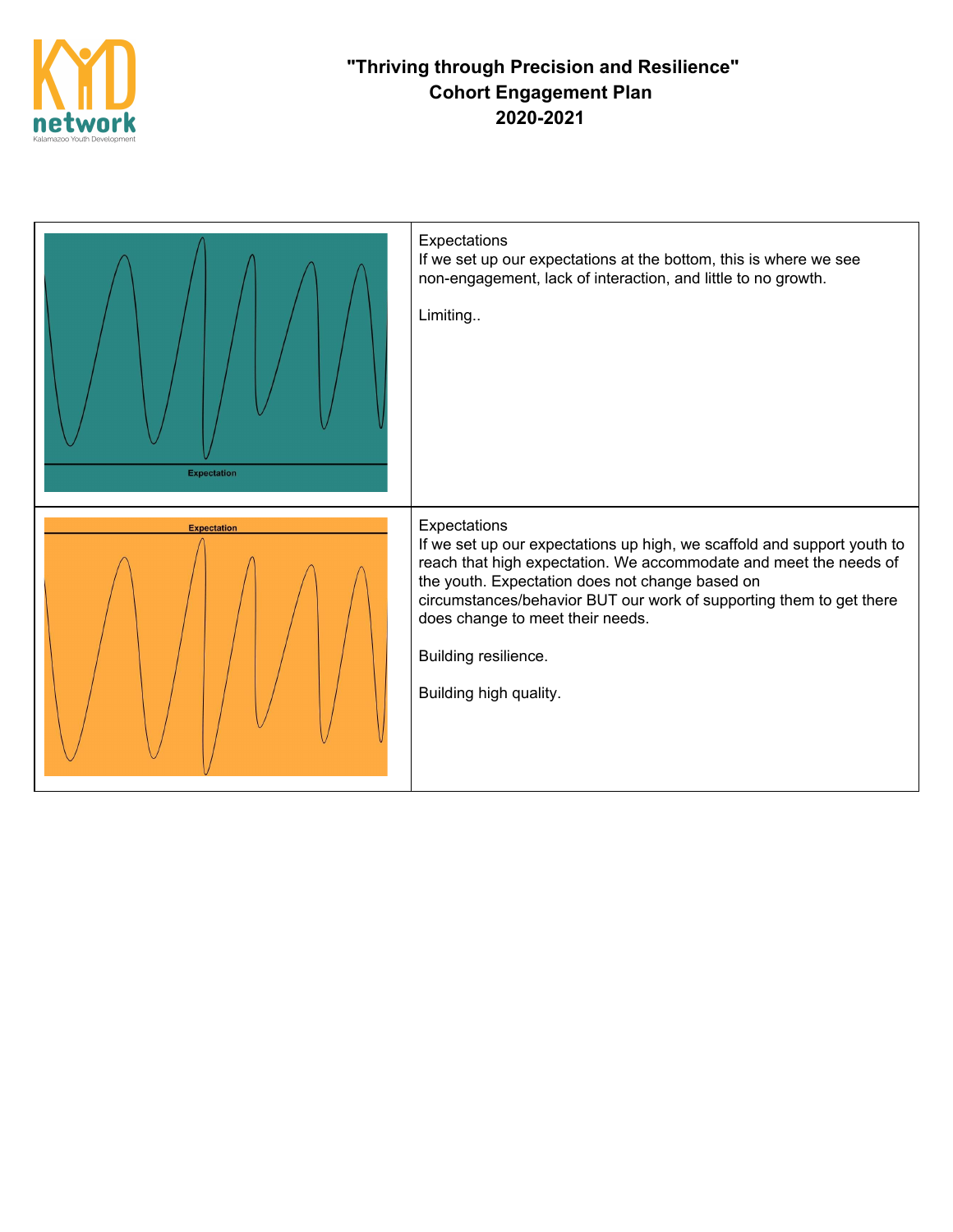# "Thriving through Precision and Resilience"
# Cohort Engagement Plan
# 2020-2021

| | |
|---|---|
| Expectation | Expectations<br>If we set up our expectations at the bottom, this is where we see non-engagement, lack of interaction, and little to no growth.<br><br>Limiting.. |
| Expectation | Expectations<br>If we set up our expectations up high, we scaffold and support youth to reach that high expectation. We accommodate and meet the needs of the youth. Expectation does not change based on circumstances/behavior BUT our work of supporting them to get there does change to meet their needs.<br><br>Building resilience.<br><br>Building high quality. |